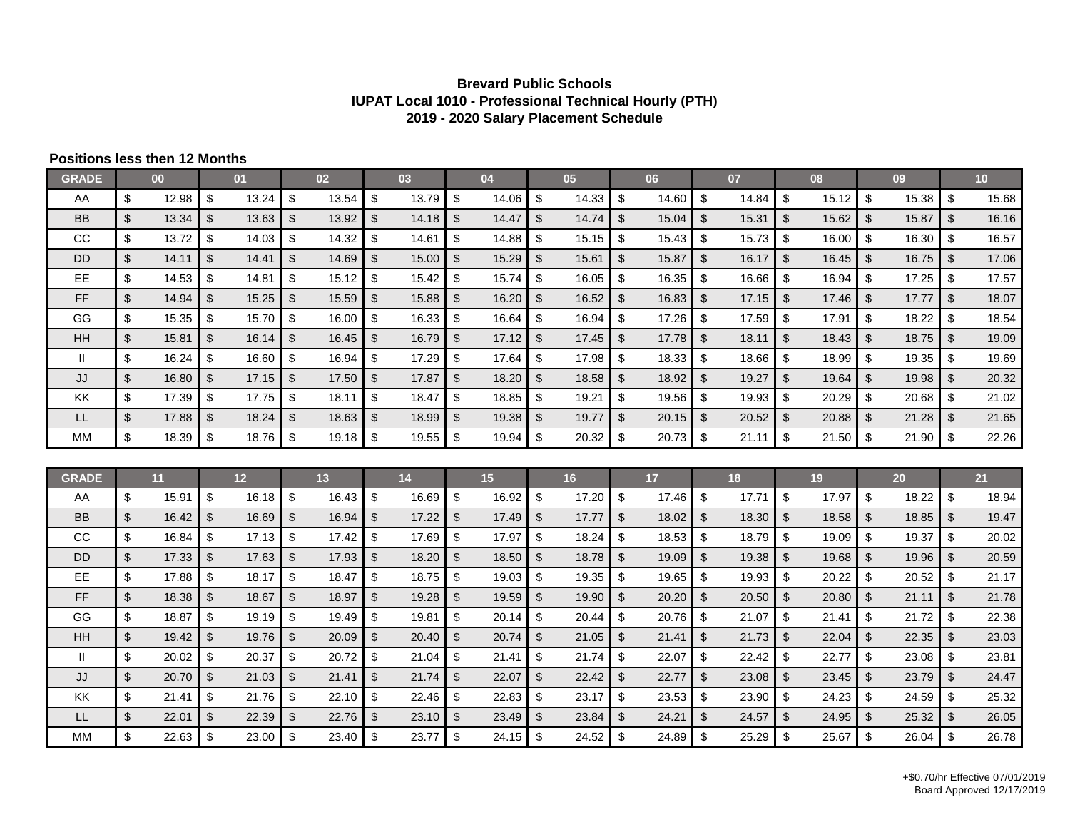**Brevard Public Schools**
**IUPAT Local 1010 - Professional Technical Hourly (PTH)**
**2019 - 2020 Salary Placement Schedule**

**Positions less then 12 Months**

| GRADE | 00 | 01 | 02 | 03 | 04 | 05 | 06 | 07 | 08 | 09 | 10 |
|---|---|---|---|---|---|---|---|---|---|---|---|
| AA | $ 12.98 | $ 13.24 | $ 13.54 | $ 13.79 | $ 14.06 | $ 14.33 | $ 14.60 | $ 14.84 | $ 15.12 | $ 15.38 | $ 15.68 |
| BB | $ 13.34 | $ 13.63 | $ 13.92 | $ 14.18 | $ 14.47 | $ 14.74 | $ 15.04 | $ 15.31 | $ 15.62 | $ 15.87 | $ 16.16 |
| CC | $ 13.72 | $ 14.03 | $ 14.32 | $ 14.61 | $ 14.88 | $ 15.15 | $ 15.43 | $ 15.73 | $ 16.00 | $ 16.30 | $ 16.57 |
| DD | $ 14.11 | $ 14.41 | $ 14.69 | $ 15.00 | $ 15.29 | $ 15.61 | $ 15.87 | $ 16.17 | $ 16.45 | $ 16.75 | $ 17.06 |
| EE | $ 14.53 | $ 14.81 | $ 15.12 | $ 15.42 | $ 15.74 | $ 16.05 | $ 16.35 | $ 16.66 | $ 16.94 | $ 17.25 | $ 17.57 |
| FF | $ 14.94 | $ 15.25 | $ 15.59 | $ 15.88 | $ 16.20 | $ 16.52 | $ 16.83 | $ 17.15 | $ 17.46 | $ 17.77 | $ 18.07 |
| GG | $ 15.35 | $ 15.70 | $ 16.00 | $ 16.33 | $ 16.64 | $ 16.94 | $ 17.26 | $ 17.59 | $ 17.91 | $ 18.22 | $ 18.54 |
| HH | $ 15.81 | $ 16.14 | $ 16.45 | $ 16.79 | $ 17.12 | $ 17.45 | $ 17.78 | $ 18.11 | $ 18.43 | $ 18.75 | $ 19.09 |
| II | $ 16.24 | $ 16.60 | $ 16.94 | $ 17.29 | $ 17.64 | $ 17.98 | $ 18.33 | $ 18.66 | $ 18.99 | $ 19.35 | $ 19.69 |
| JJ | $ 16.80 | $ 17.15 | $ 17.50 | $ 17.87 | $ 18.20 | $ 18.58 | $ 18.92 | $ 19.27 | $ 19.64 | $ 19.98 | $ 20.32 |
| KK | $ 17.39 | $ 17.75 | $ 18.11 | $ 18.47 | $ 18.85 | $ 19.21 | $ 19.56 | $ 19.93 | $ 20.29 | $ 20.68 | $ 21.02 |
| LL | $ 17.88 | $ 18.24 | $ 18.63 | $ 18.99 | $ 19.38 | $ 19.77 | $ 20.15 | $ 20.52 | $ 20.88 | $ 21.28 | $ 21.65 |
| MM | $ 18.39 | $ 18.76 | $ 19.18 | $ 19.55 | $ 19.94 | $ 20.32 | $ 20.73 | $ 21.11 | $ 21.50 | $ 21.90 | $ 22.26 |

| GRADE | 11 | 12 | 13 | 14 | 15 | 16 | 17 | 18 | 19 | 20 | 21 |
|---|---|---|---|---|---|---|---|---|---|---|---|
| AA | $ 15.91 | $ 16.18 | $ 16.43 | $ 16.69 | $ 16.92 | $ 17.20 | $ 17.46 | $ 17.71 | $ 17.97 | $ 18.22 | $ 18.94 |
| BB | $ 16.42 | $ 16.69 | $ 16.94 | $ 17.22 | $ 17.49 | $ 17.77 | $ 18.02 | $ 18.30 | $ 18.58 | $ 18.85 | $ 19.47 |
| CC | $ 16.84 | $ 17.13 | $ 17.42 | $ 17.69 | $ 17.97 | $ 18.24 | $ 18.53 | $ 18.79 | $ 19.09 | $ 19.37 | $ 20.02 |
| DD | $ 17.33 | $ 17.63 | $ 17.93 | $ 18.20 | $ 18.50 | $ 18.78 | $ 19.09 | $ 19.38 | $ 19.68 | $ 19.96 | $ 20.59 |
| EE | $ 17.88 | $ 18.17 | $ 18.47 | $ 18.75 | $ 19.03 | $ 19.35 | $ 19.65 | $ 19.93 | $ 20.22 | $ 20.52 | $ 21.17 |
| FF | $ 18.38 | $ 18.67 | $ 18.97 | $ 19.28 | $ 19.59 | $ 19.90 | $ 20.20 | $ 20.50 | $ 20.80 | $ 21.11 | $ 21.78 |
| GG | $ 18.87 | $ 19.19 | $ 19.49 | $ 19.81 | $ 20.14 | $ 20.44 | $ 20.76 | $ 21.07 | $ 21.41 | $ 21.72 | $ 22.38 |
| HH | $ 19.42 | $ 19.76 | $ 20.09 | $ 20.40 | $ 20.74 | $ 21.05 | $ 21.41 | $ 21.73 | $ 22.04 | $ 22.35 | $ 23.03 |
| II | $ 20.02 | $ 20.37 | $ 20.72 | $ 21.04 | $ 21.41 | $ 21.74 | $ 22.07 | $ 22.42 | $ 22.77 | $ 23.08 | $ 23.81 |
| JJ | $ 20.70 | $ 21.03 | $ 21.41 | $ 21.74 | $ 22.07 | $ 22.42 | $ 22.77 | $ 23.08 | $ 23.45 | $ 23.79 | $ 24.47 |
| KK | $ 21.41 | $ 21.76 | $ 22.10 | $ 22.46 | $ 22.83 | $ 23.17 | $ 23.53 | $ 23.90 | $ 24.23 | $ 24.59 | $ 25.32 |
| LL | $ 22.01 | $ 22.39 | $ 22.76 | $ 23.10 | $ 23.49 | $ 23.84 | $ 24.21 | $ 24.57 | $ 24.95 | $ 25.32 | $ 26.05 |
| MM | $ 22.63 | $ 23.00 | $ 23.40 | $ 23.77 | $ 24.15 | $ 24.52 | $ 24.89 | $ 25.29 | $ 25.67 | $ 26.04 | $ 26.78 |

+$0.70/hr Effective 07/01/2019
Board Approved 12/17/2019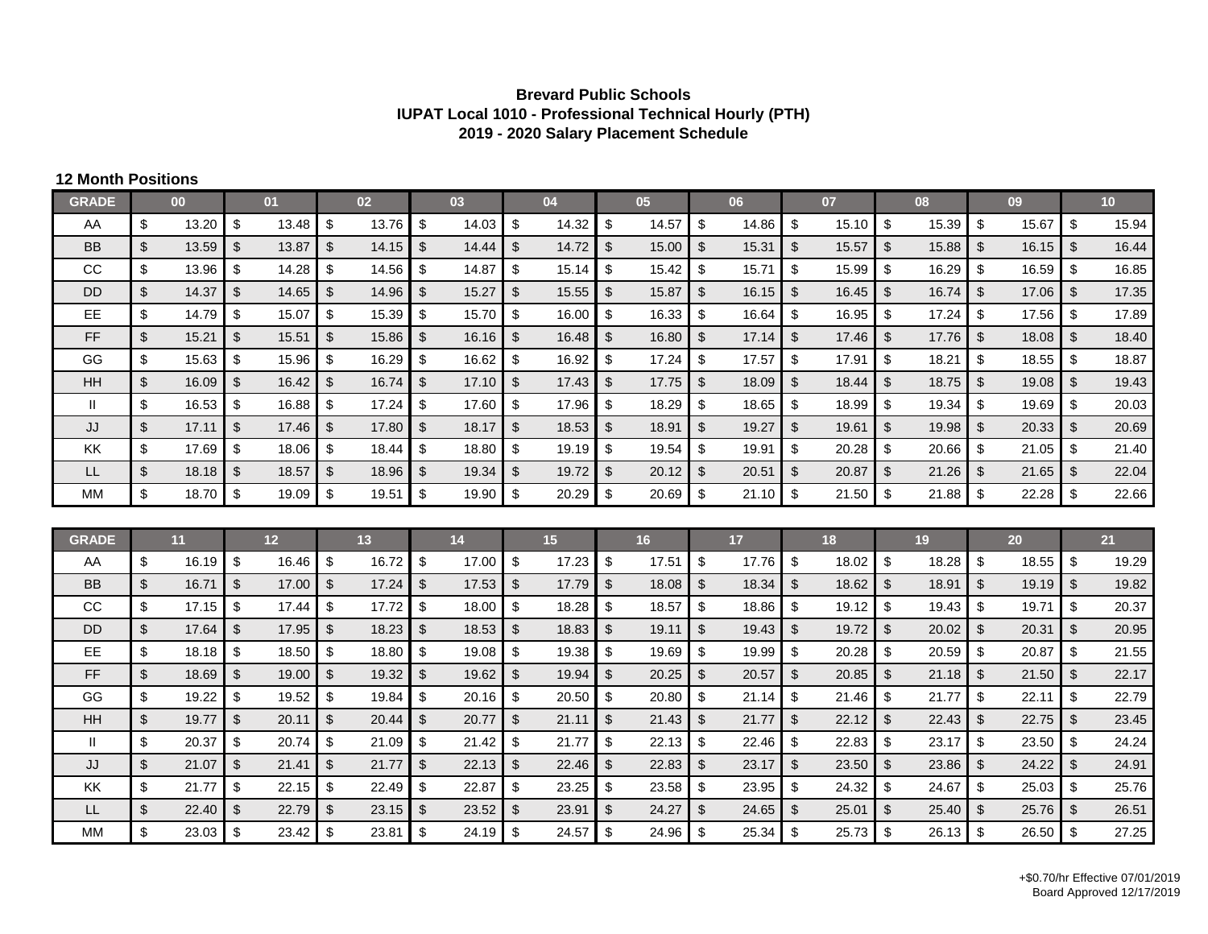**Brevard Public Schools**
**IUPAT Local 1010 - Professional Technical Hourly (PTH)**
**2019 - 2020 Salary Placement Schedule**

**12 Month Positions**

| GRADE | 00 | 01 | 02 | 03 | 04 | 05 | 06 | 07 | 08 | 09 | 10 |
|---|---|---|---|---|---|---|---|---|---|---|---|
| AA | $ 13.20 | $ 13.48 | $ 13.76 | $ 14.03 | $ 14.32 | $ 14.57 | $ 14.86 | $ 15.10 | $ 15.39 | $ 15.67 | $ 15.94 |
| BB | $ 13.59 | $ 13.87 | $ 14.15 | $ 14.44 | $ 14.72 | $ 15.00 | $ 15.31 | $ 15.57 | $ 15.88 | $ 16.15 | $ 16.44 |
| CC | $ 13.96 | $ 14.28 | $ 14.56 | $ 14.87 | $ 15.14 | $ 15.42 | $ 15.71 | $ 15.99 | $ 16.29 | $ 16.59 | $ 16.85 |
| DD | $ 14.37 | $ 14.65 | $ 14.96 | $ 15.27 | $ 15.55 | $ 15.87 | $ 16.15 | $ 16.45 | $ 16.74 | $ 17.06 | $ 17.35 |
| EE | $ 14.79 | $ 15.07 | $ 15.39 | $ 15.70 | $ 16.00 | $ 16.33 | $ 16.64 | $ 16.95 | $ 17.24 | $ 17.56 | $ 17.89 |
| FF | $ 15.21 | $ 15.51 | $ 15.86 | $ 16.16 | $ 16.48 | $ 16.80 | $ 17.14 | $ 17.46 | $ 17.76 | $ 18.08 | $ 18.40 |
| GG | $ 15.63 | $ 15.96 | $ 16.29 | $ 16.62 | $ 16.92 | $ 17.24 | $ 17.57 | $ 17.91 | $ 18.21 | $ 18.55 | $ 18.87 |
| HH | $ 16.09 | $ 16.42 | $ 16.74 | $ 17.10 | $ 17.43 | $ 17.75 | $ 18.09 | $ 18.44 | $ 18.75 | $ 19.08 | $ 19.43 |
| II | $ 16.53 | $ 16.88 | $ 17.24 | $ 17.60 | $ 17.96 | $ 18.29 | $ 18.65 | $ 18.99 | $ 19.34 | $ 19.69 | $ 20.03 |
| JJ | $ 17.11 | $ 17.46 | $ 17.80 | $ 18.17 | $ 18.53 | $ 18.91 | $ 19.27 | $ 19.61 | $ 19.98 | $ 20.33 | $ 20.69 |
| KK | $ 17.69 | $ 18.06 | $ 18.44 | $ 18.80 | $ 19.19 | $ 19.54 | $ 19.91 | $ 20.28 | $ 20.66 | $ 21.05 | $ 21.40 |
| LL | $ 18.18 | $ 18.57 | $ 18.96 | $ 19.34 | $ 19.72 | $ 20.12 | $ 20.51 | $ 20.87 | $ 21.26 | $ 21.65 | $ 22.04 |
| MM | $ 18.70 | $ 19.09 | $ 19.51 | $ 19.90 | $ 20.29 | $ 20.69 | $ 21.10 | $ 21.50 | $ 21.88 | $ 22.28 | $ 22.66 |

| GRADE | 11 | 12 | 13 | 14 | 15 | 16 | 17 | 18 | 19 | 20 | 21 |
|---|---|---|---|---|---|---|---|---|---|---|---|
| AA | $ 16.19 | $ 16.46 | $ 16.72 | $ 17.00 | $ 17.23 | $ 17.51 | $ 17.76 | $ 18.02 | $ 18.28 | $ 18.55 | $ 19.29 |
| BB | $ 16.71 | $ 17.00 | $ 17.24 | $ 17.53 | $ 17.79 | $ 18.08 | $ 18.34 | $ 18.62 | $ 18.91 | $ 19.19 | $ 19.82 |
| CC | $ 17.15 | $ 17.44 | $ 17.72 | $ 18.00 | $ 18.28 | $ 18.57 | $ 18.86 | $ 19.12 | $ 19.43 | $ 19.71 | $ 20.37 |
| DD | $ 17.64 | $ 17.95 | $ 18.23 | $ 18.53 | $ 18.83 | $ 19.11 | $ 19.43 | $ 19.72 | $ 20.02 | $ 20.31 | $ 20.95 |
| EE | $ 18.18 | $ 18.50 | $ 18.80 | $ 19.08 | $ 19.38 | $ 19.69 | $ 19.99 | $ 20.28 | $ 20.59 | $ 20.87 | $ 21.55 |
| FF | $ 18.69 | $ 19.00 | $ 19.32 | $ 19.62 | $ 19.94 | $ 20.25 | $ 20.57 | $ 20.85 | $ 21.18 | $ 21.50 | $ 22.17 |
| GG | $ 19.22 | $ 19.52 | $ 19.84 | $ 20.16 | $ 20.50 | $ 20.80 | $ 21.14 | $ 21.46 | $ 21.77 | $ 22.11 | $ 22.79 |
| HH | $ 19.77 | $ 20.11 | $ 20.44 | $ 20.77 | $ 21.11 | $ 21.43 | $ 21.77 | $ 22.12 | $ 22.43 | $ 22.75 | $ 23.45 |
| II | $ 20.37 | $ 20.74 | $ 21.09 | $ 21.42 | $ 21.77 | $ 22.13 | $ 22.46 | $ 22.83 | $ 23.17 | $ 23.50 | $ 24.24 |
| JJ | $ 21.07 | $ 21.41 | $ 21.77 | $ 22.13 | $ 22.46 | $ 22.83 | $ 23.17 | $ 23.50 | $ 23.86 | $ 24.22 | $ 24.91 |
| KK | $ 21.77 | $ 22.15 | $ 22.49 | $ 22.87 | $ 23.25 | $ 23.58 | $ 23.95 | $ 24.32 | $ 24.67 | $ 25.03 | $ 25.76 |
| LL | $ 22.40 | $ 22.79 | $ 23.15 | $ 23.52 | $ 23.91 | $ 24.27 | $ 24.65 | $ 25.01 | $ 25.40 | $ 25.76 | $ 26.51 |
| MM | $ 23.03 | $ 23.42 | $ 23.81 | $ 24.19 | $ 24.57 | $ 24.96 | $ 25.34 | $ 25.73 | $ 26.13 | $ 26.50 | $ 27.25 |

+$0.70/hr Effective 07/01/2019
Board Approved 12/17/2019